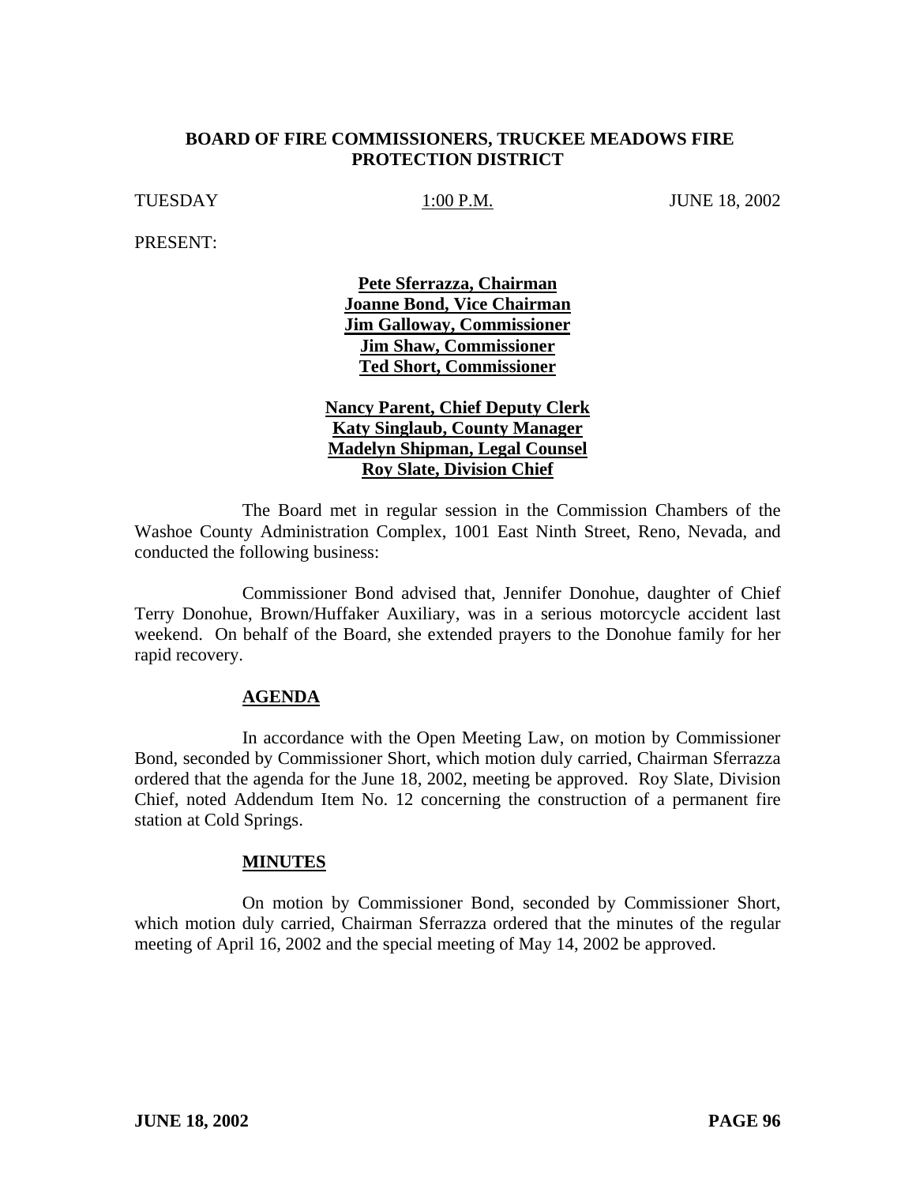**BOARD OF FIRE COMMISSIONERS, TRUCKEE MEADOWS FIRE PROTECTION DISTRICT**

TUESDAY 1:00 P.M. JUNE 18, 2002

PRESENT:

**Pete Sferrazza, Chairman**
**Joanne Bond, Vice Chairman**
**Jim Galloway, Commissioner**
**Jim Shaw, Commissioner**
**Ted Short, Commissioner**

**Nancy Parent, Chief Deputy Clerk**
**Katy Singlaub, County Manager**
**Madelyn Shipman, Legal Counsel**
**Roy Slate, Division Chief**

The Board met in regular session in the Commission Chambers of the Washoe County Administration Complex, 1001 East Ninth Street, Reno, Nevada, and conducted the following business:

Commissioner Bond advised that, Jennifer Donohue, daughter of Chief Terry Donohue, Brown/Huffaker Auxiliary, was in a serious motorcycle accident last weekend. On behalf of the Board, she extended prayers to the Donohue family for her rapid recovery.

**AGENDA**

In accordance with the Open Meeting Law, on motion by Commissioner Bond, seconded by Commissioner Short, which motion duly carried, Chairman Sferrazza ordered that the agenda for the June 18, 2002, meeting be approved. Roy Slate, Division Chief, noted Addendum Item No. 12 concerning the construction of a permanent fire station at Cold Springs.

**MINUTES**

On motion by Commissioner Bond, seconded by Commissioner Short, which motion duly carried, Chairman Sferrazza ordered that the minutes of the regular meeting of April 16, 2002 and the special meeting of May 14, 2002 be approved.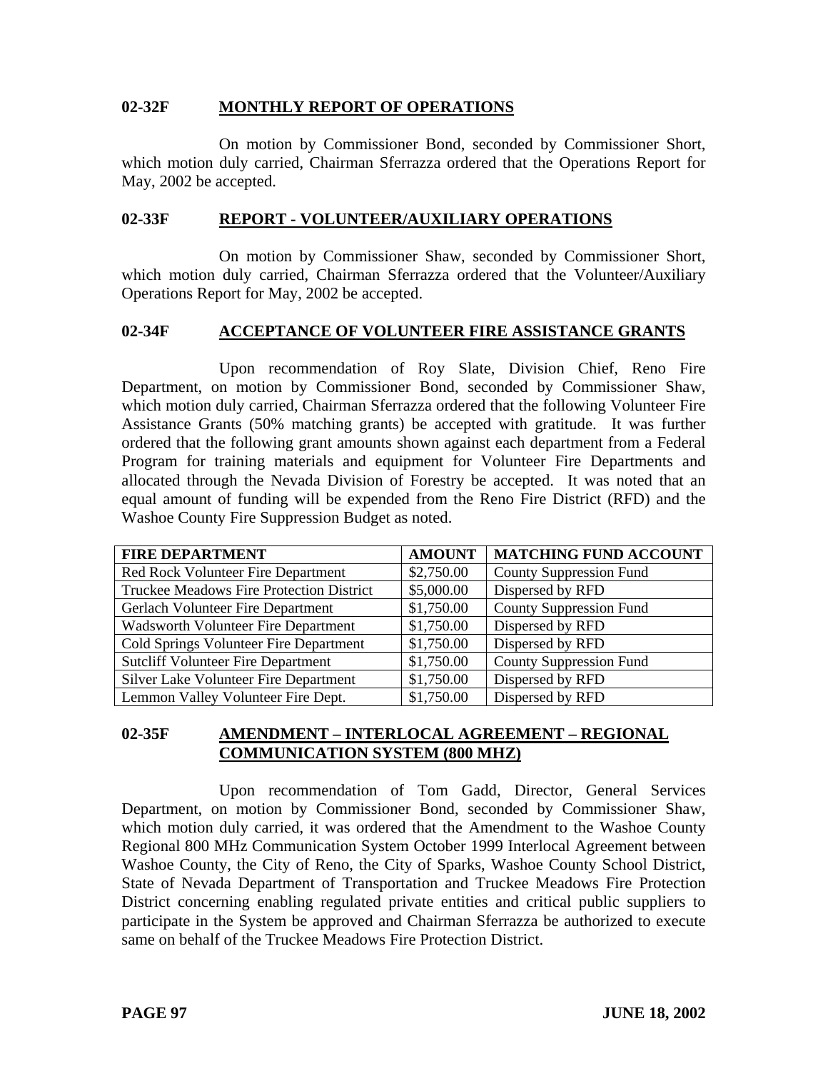## 02-32F MONTHLY REPORT OF OPERATIONS

On motion by Commissioner Bond, seconded by Commissioner Short, which motion duly carried, Chairman Sferrazza ordered that the Operations Report for May, 2002 be accepted.

## 02-33F REPORT - VOLUNTEER/AUXILIARY OPERATIONS

On motion by Commissioner Shaw, seconded by Commissioner Short, which motion duly carried, Chairman Sferrazza ordered that the Volunteer/Auxiliary Operations Report for May, 2002 be accepted.

## 02-34F ACCEPTANCE OF VOLUNTEER FIRE ASSISTANCE GRANTS

Upon recommendation of Roy Slate, Division Chief, Reno Fire Department, on motion by Commissioner Bond, seconded by Commissioner Shaw, which motion duly carried, Chairman Sferrazza ordered that the following Volunteer Fire Assistance Grants (50% matching grants) be accepted with gratitude. It was further ordered that the following grant amounts shown against each department from a Federal Program for training materials and equipment for Volunteer Fire Departments and allocated through the Nevada Division of Forestry be accepted. It was noted that an equal amount of funding will be expended from the Reno Fire District (RFD) and the Washoe County Fire Suppression Budget as noted.

| FIRE DEPARTMENT | AMOUNT | MATCHING FUND ACCOUNT |
|---|---|---|
| Red Rock Volunteer Fire Department | $2,750.00 | County Suppression Fund |
| Truckee Meadows Fire Protection District | $5,000.00 | Dispersed by RFD |
| Gerlach Volunteer Fire Department | $1,750.00 | County Suppression Fund |
| Wadsworth Volunteer Fire Department | $1,750.00 | Dispersed by RFD |
| Cold Springs Volunteer Fire Department | $1,750.00 | Dispersed by RFD |
| Sutcliff Volunteer Fire Department | $1,750.00 | County Suppression Fund |
| Silver Lake Volunteer Fire Department | $1,750.00 | Dispersed by RFD |
| Lemmon Valley Volunteer Fire Dept. | $1,750.00 | Dispersed by RFD |

## 02-35F AMENDMENT – INTERLOCAL AGREEMENT – REGIONAL COMMUNICATION SYSTEM (800 MHZ)

Upon recommendation of Tom Gadd, Director, General Services Department, on motion by Commissioner Bond, seconded by Commissioner Shaw, which motion duly carried, it was ordered that the Amendment to the Washoe County Regional 800 MHz Communication System October 1999 Interlocal Agreement between Washoe County, the City of Reno, the City of Sparks, Washoe County School District, State of Nevada Department of Transportation and Truckee Meadows Fire Protection District concerning enabling regulated private entities and critical public suppliers to participate in the System be approved and Chairman Sferrazza be authorized to execute same on behalf of the Truckee Meadows Fire Protection District.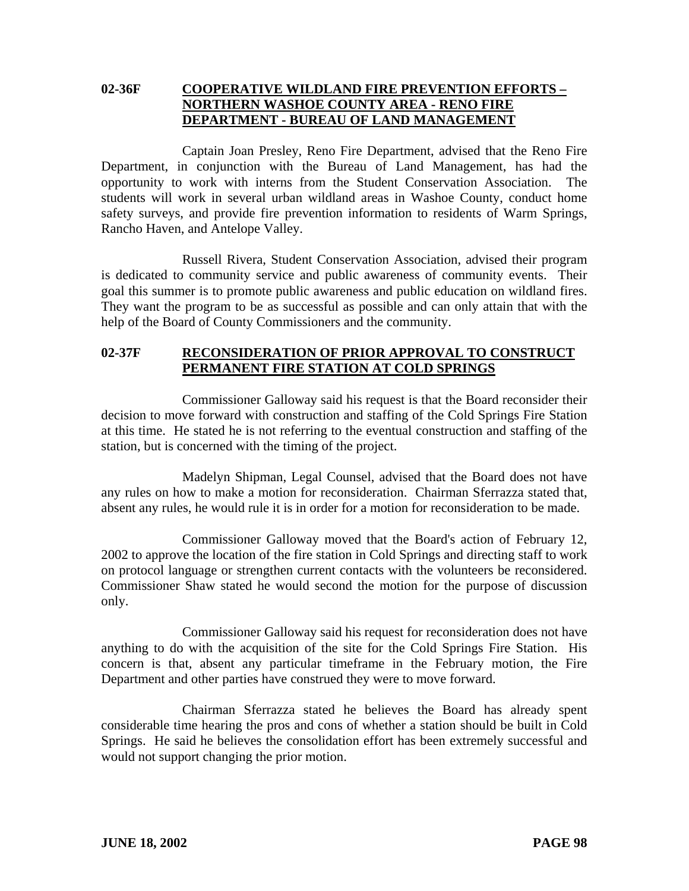**02-36F COOPERATIVE WILDLAND FIRE PREVENTION EFFORTS – NORTHERN WASHOE COUNTY AREA - RENO FIRE DEPARTMENT - BUREAU OF LAND MANAGEMENT**

Captain Joan Presley, Reno Fire Department, advised that the Reno Fire Department, in conjunction with the Bureau of Land Management, has had the opportunity to work with interns from the Student Conservation Association. The students will work in several urban wildland areas in Washoe County, conduct home safety surveys, and provide fire prevention information to residents of Warm Springs, Rancho Haven, and Antelope Valley.

Russell Rivera, Student Conservation Association, advised their program is dedicated to community service and public awareness of community events. Their goal this summer is to promote public awareness and public education on wildland fires. They want the program to be as successful as possible and can only attain that with the help of the Board of County Commissioners and the community.

**02-37F RECONSIDERATION OF PRIOR APPROVAL TO CONSTRUCT PERMANENT FIRE STATION AT COLD SPRINGS**

Commissioner Galloway said his request is that the Board reconsider their decision to move forward with construction and staffing of the Cold Springs Fire Station at this time. He stated he is not referring to the eventual construction and staffing of the station, but is concerned with the timing of the project.

Madelyn Shipman, Legal Counsel, advised that the Board does not have any rules on how to make a motion for reconsideration. Chairman Sferrazza stated that, absent any rules, he would rule it is in order for a motion for reconsideration to be made.

Commissioner Galloway moved that the Board's action of February 12, 2002 to approve the location of the fire station in Cold Springs and directing staff to work on protocol language or strengthen current contacts with the volunteers be reconsidered. Commissioner Shaw stated he would second the motion for the purpose of discussion only.

Commissioner Galloway said his request for reconsideration does not have anything to do with the acquisition of the site for the Cold Springs Fire Station. His concern is that, absent any particular timeframe in the February motion, the Fire Department and other parties have construed they were to move forward.

Chairman Sferrazza stated he believes the Board has already spent considerable time hearing the pros and cons of whether a station should be built in Cold Springs. He said he believes the consolidation effort has been extremely successful and would not support changing the prior motion.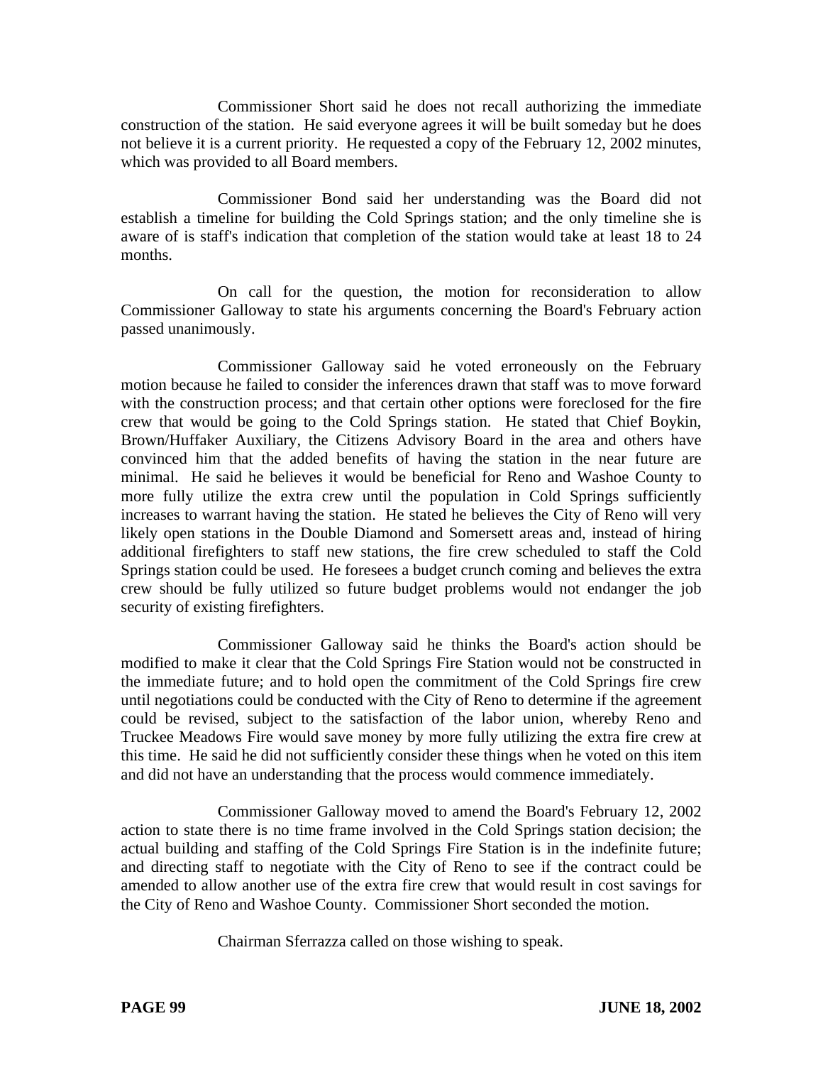Commissioner Short said he does not recall authorizing the immediate construction of the station. He said everyone agrees it will be built someday but he does not believe it is a current priority. He requested a copy of the February 12, 2002 minutes, which was provided to all Board members.

Commissioner Bond said her understanding was the Board did not establish a timeline for building the Cold Springs station; and the only timeline she is aware of is staff's indication that completion of the station would take at least 18 to 24 months.

On call for the question, the motion for reconsideration to allow Commissioner Galloway to state his arguments concerning the Board's February action passed unanimously.

Commissioner Galloway said he voted erroneously on the February motion because he failed to consider the inferences drawn that staff was to move forward with the construction process; and that certain other options were foreclosed for the fire crew that would be going to the Cold Springs station. He stated that Chief Boykin, Brown/Huffaker Auxiliary, the Citizens Advisory Board in the area and others have convinced him that the added benefits of having the station in the near future are minimal. He said he believes it would be beneficial for Reno and Washoe County to more fully utilize the extra crew until the population in Cold Springs sufficiently increases to warrant having the station. He stated he believes the City of Reno will very likely open stations in the Double Diamond and Somersett areas and, instead of hiring additional firefighters to staff new stations, the fire crew scheduled to staff the Cold Springs station could be used. He foresees a budget crunch coming and believes the extra crew should be fully utilized so future budget problems would not endanger the job security of existing firefighters.

Commissioner Galloway said he thinks the Board's action should be modified to make it clear that the Cold Springs Fire Station would not be constructed in the immediate future; and to hold open the commitment of the Cold Springs fire crew until negotiations could be conducted with the City of Reno to determine if the agreement could be revised, subject to the satisfaction of the labor union, whereby Reno and Truckee Meadows Fire would save money by more fully utilizing the extra fire crew at this time. He said he did not sufficiently consider these things when he voted on this item and did not have an understanding that the process would commence immediately.

Commissioner Galloway moved to amend the Board's February 12, 2002 action to state there is no time frame involved in the Cold Springs station decision; the actual building and staffing of the Cold Springs Fire Station is in the indefinite future; and directing staff to negotiate with the City of Reno to see if the contract could be amended to allow another use of the extra fire crew that would result in cost savings for the City of Reno and Washoe County. Commissioner Short seconded the motion.

Chairman Sferrazza called on those wishing to speak.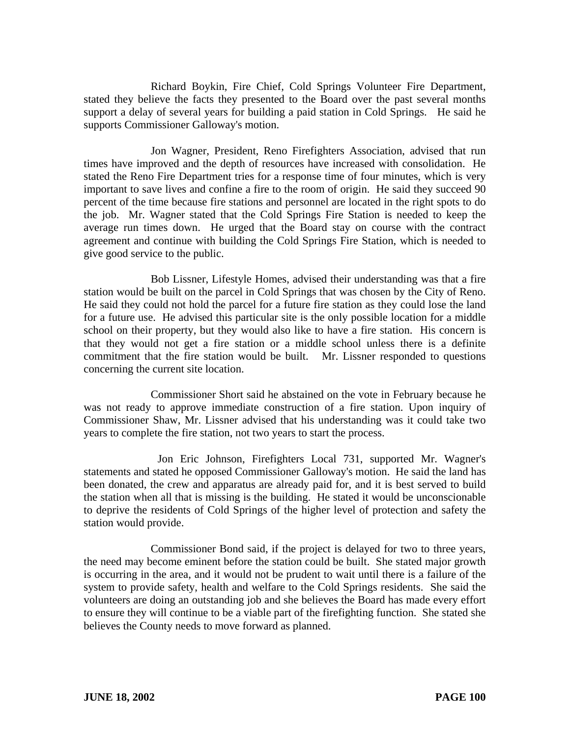Richard Boykin, Fire Chief, Cold Springs Volunteer Fire Department, stated they believe the facts they presented to the Board over the past several months support a delay of several years for building a paid station in Cold Springs. He said he supports Commissioner Galloway's motion.

Jon Wagner, President, Reno Firefighters Association, advised that run times have improved and the depth of resources have increased with consolidation. He stated the Reno Fire Department tries for a response time of four minutes, which is very important to save lives and confine a fire to the room of origin. He said they succeed 90 percent of the time because fire stations and personnel are located in the right spots to do the job. Mr. Wagner stated that the Cold Springs Fire Station is needed to keep the average run times down. He urged that the Board stay on course with the contract agreement and continue with building the Cold Springs Fire Station, which is needed to give good service to the public.

Bob Lissner, Lifestyle Homes, advised their understanding was that a fire station would be built on the parcel in Cold Springs that was chosen by the City of Reno. He said they could not hold the parcel for a future fire station as they could lose the land for a future use. He advised this particular site is the only possible location for a middle school on their property, but they would also like to have a fire station. His concern is that they would not get a fire station or a middle school unless there is a definite commitment that the fire station would be built. Mr. Lissner responded to questions concerning the current site location.

Commissioner Short said he abstained on the vote in February because he was not ready to approve immediate construction of a fire station. Upon inquiry of Commissioner Shaw, Mr. Lissner advised that his understanding was it could take two years to complete the fire station, not two years to start the process.

Jon Eric Johnson, Firefighters Local 731, supported Mr. Wagner's statements and stated he opposed Commissioner Galloway's motion. He said the land has been donated, the crew and apparatus are already paid for, and it is best served to build the station when all that is missing is the building. He stated it would be unconscionable to deprive the residents of Cold Springs of the higher level of protection and safety the station would provide.

Commissioner Bond said, if the project is delayed for two to three years, the need may become eminent before the station could be built. She stated major growth is occurring in the area, and it would not be prudent to wait until there is a failure of the system to provide safety, health and welfare to the Cold Springs residents. She said the volunteers are doing an outstanding job and she believes the Board has made every effort to ensure they will continue to be a viable part of the firefighting function. She stated she believes the County needs to move forward as planned.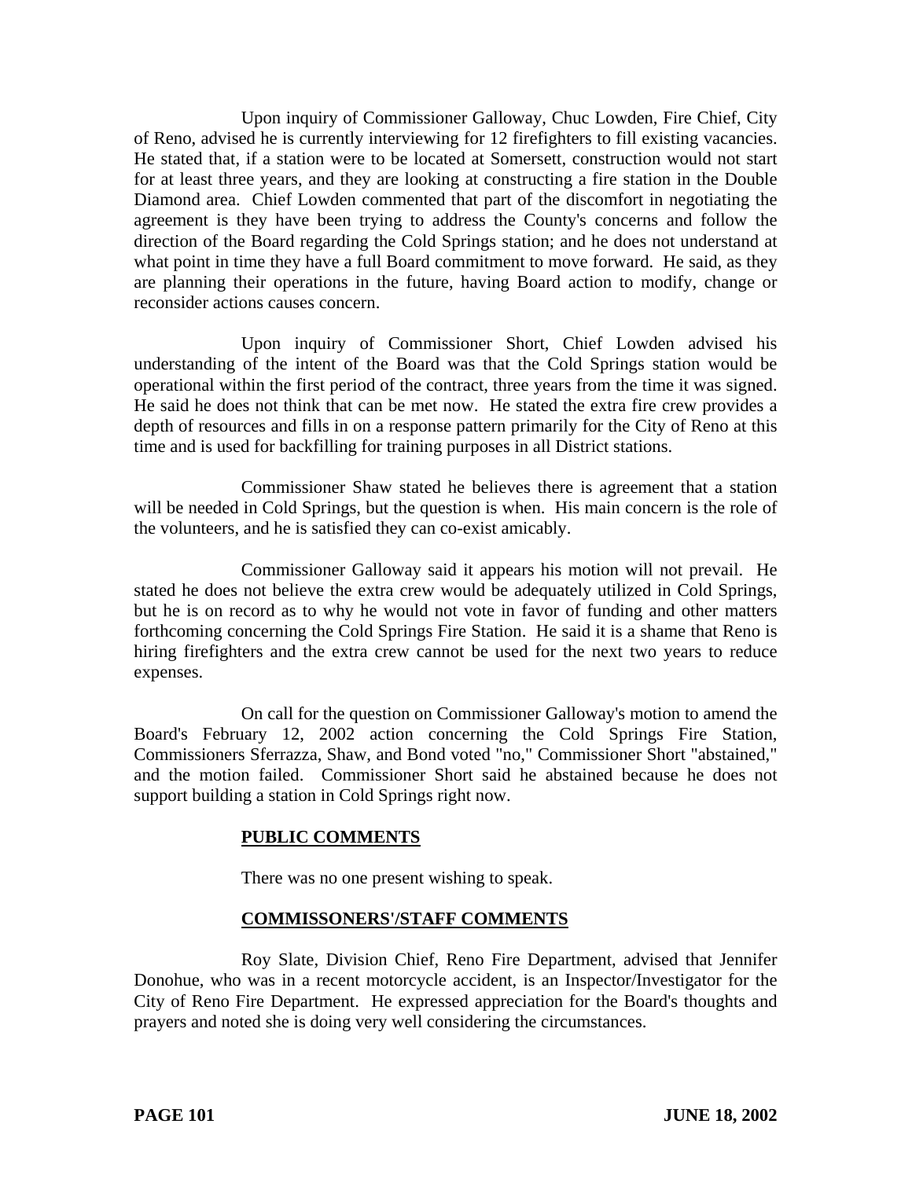Upon inquiry of Commissioner Galloway, Chuc Lowden, Fire Chief, City of Reno, advised he is currently interviewing for 12 firefighters to fill existing vacancies. He stated that, if a station were to be located at Somersett, construction would not start for at least three years, and they are looking at constructing a fire station in the Double Diamond area. Chief Lowden commented that part of the discomfort in negotiating the agreement is they have been trying to address the County's concerns and follow the direction of the Board regarding the Cold Springs station; and he does not understand at what point in time they have a full Board commitment to move forward. He said, as they are planning their operations in the future, having Board action to modify, change or reconsider actions causes concern.

Upon inquiry of Commissioner Short, Chief Lowden advised his understanding of the intent of the Board was that the Cold Springs station would be operational within the first period of the contract, three years from the time it was signed. He said he does not think that can be met now. He stated the extra fire crew provides a depth of resources and fills in on a response pattern primarily for the City of Reno at this time and is used for backfilling for training purposes in all District stations.

Commissioner Shaw stated he believes there is agreement that a station will be needed in Cold Springs, but the question is when. His main concern is the role of the volunteers, and he is satisfied they can co-exist amicably.

Commissioner Galloway said it appears his motion will not prevail. He stated he does not believe the extra crew would be adequately utilized in Cold Springs, but he is on record as to why he would not vote in favor of funding and other matters forthcoming concerning the Cold Springs Fire Station. He said it is a shame that Reno is hiring firefighters and the extra crew cannot be used for the next two years to reduce expenses.

On call for the question on Commissioner Galloway's motion to amend the Board's February 12, 2002 action concerning the Cold Springs Fire Station, Commissioners Sferrazza, Shaw, and Bond voted "no," Commissioner Short "abstained," and the motion failed. Commissioner Short said he abstained because he does not support building a station in Cold Springs right now.

## PUBLIC COMMENTS

There was no one present wishing to speak.

## COMMISSONERS'/STAFF COMMENTS

Roy Slate, Division Chief, Reno Fire Department, advised that Jennifer Donohue, who was in a recent motorcycle accident, is an Inspector/Investigator for the City of Reno Fire Department. He expressed appreciation for the Board's thoughts and prayers and noted she is doing very well considering the circumstances.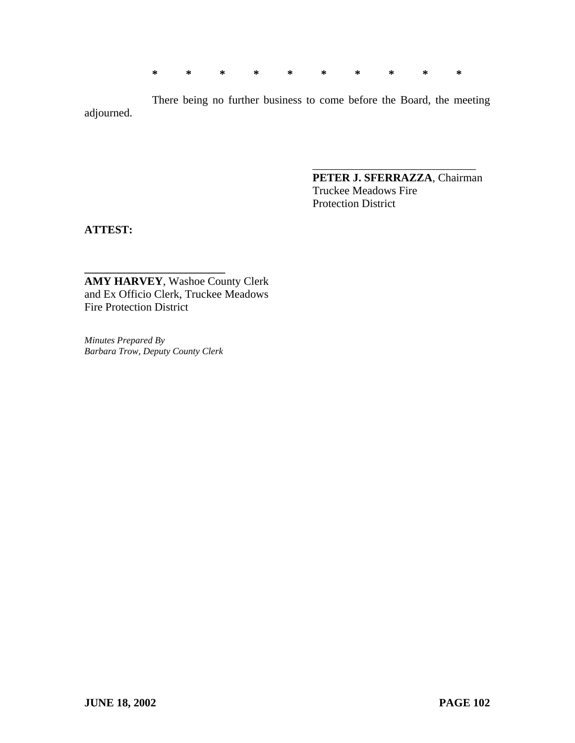\*       \*       \*       \*       \*       \*       \*       \*       \*       \*

There being no further business to come before the Board, the meeting adjourned.

\_\_\_\_\_\_\_\_\_\_\_\_\_\_\_\_\_\_\_\_\_\_\_\_\_\_\_\_\_\_\_\_

**PETER J. SFERRAZZA**, Chairman
Truckee Meadows Fire
Protection District

**ATTEST:**

\_\_\_\_\_\_\_\_\_\_\_\_\_\_\_\_\_\_\_\_\_\_\_\_\_\_\_\_\_\_\_\_

**AMY HARVEY**, Washoe County Clerk
and Ex Officio Clerk, Truckee Meadows
Fire Protection District

*Minutes Prepared By*
*Barbara Trow, Deputy County Clerk*